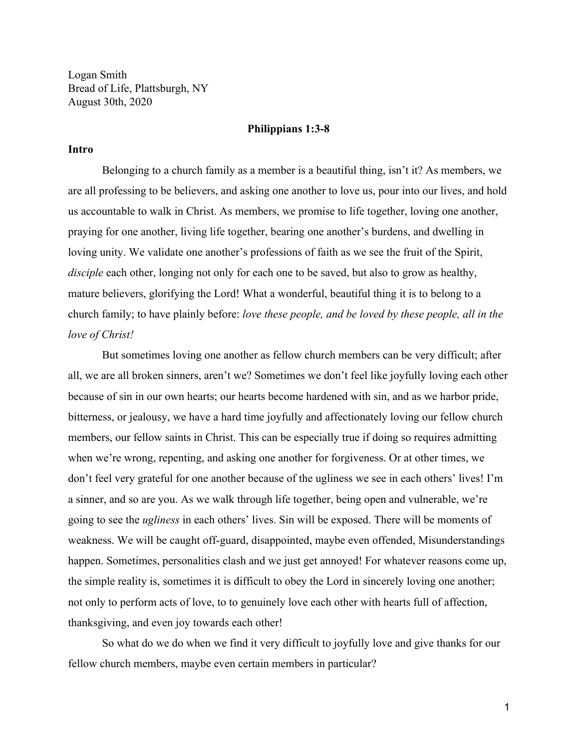Logan Smith
Bread of Life, Plattsburgh, NY
August 30th, 2020

**Philippians 1:3-8**

**Intro**

Belonging to a church family as a member is a beautiful thing, isn't it? As members, we are all professing to be believers, and asking one another to love us, pour into our lives, and hold us accountable to walk in Christ. As members, we promise to life together, loving one another, praying for one another, living life together, bearing one another's burdens, and dwelling in loving unity. We validate one another's professions of faith as we see the fruit of the Spirit, *disciple* each other, longing not only for each one to be saved, but also to grow as healthy, mature believers, glorifying the Lord! What a wonderful, beautiful thing it is to belong to a church family; to have plainly before: *love these people, and be loved by these people, all in the love of Christ!*

But sometimes loving one another as fellow church members can be very difficult; after all, we are all broken sinners, aren't we? Sometimes we don't feel like joyfully loving each other because of sin in our own hearts; our hearts become hardened with sin, and as we harbor pride, bitterness, or jealousy, we have a hard time joyfully and affectionately loving our fellow church members, our fellow saints in Christ. This can be especially true if doing so requires admitting when we're wrong, repenting, and asking one another for forgiveness. Or at other times, we don't feel very grateful for one another because of the ugliness we see in each others' lives! I'm a sinner, and so are you. As we walk through life together, being open and vulnerable, we're going to see the *ugliness* in each others' lives. Sin will be exposed. There will be moments of weakness. We will be caught off-guard, disappointed, maybe even offended, Misunderstandings happen. Sometimes, personalities clash and we just get annoyed! For whatever reasons come up, the simple reality is, sometimes it is difficult to obey the Lord in sincerely loving one another; not only to perform acts of love, to to genuinely love each other with hearts full of affection, thanksgiving, and even joy towards each other!

So what do we do when we find it very difficult to joyfully love and give thanks for our fellow church members, maybe even certain members in particular?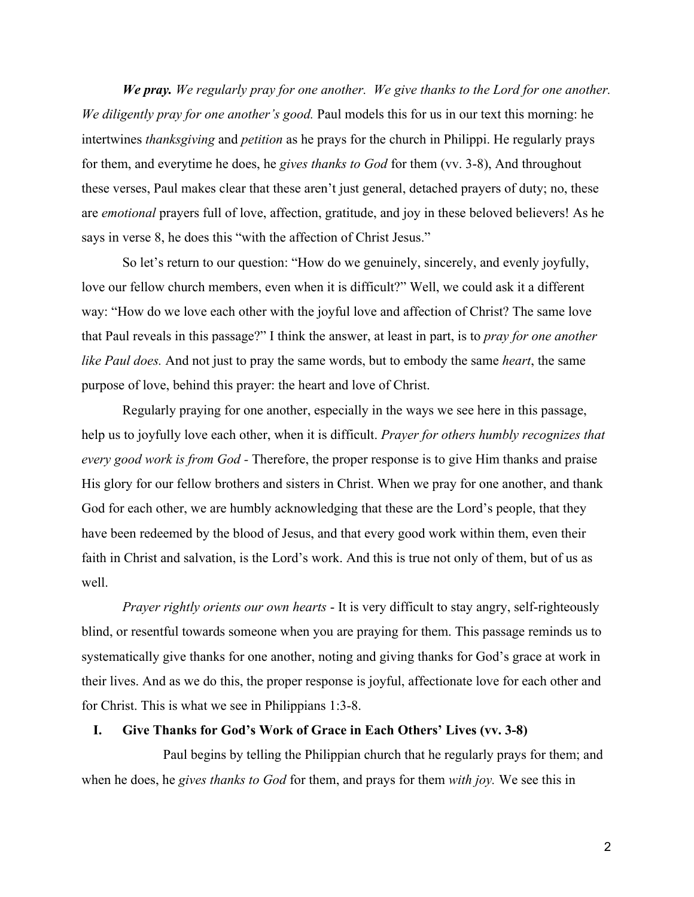***We pray.*** *We regularly pray for one another. We give thanks to the Lord for one another. We diligently pray for one another's good.* Paul models this for us in our text this morning: he intertwines *thanksgiving* and *petition* as he prays for the church in Philippi. He regularly prays for them, and everytime he does, he *gives thanks to God* for them (vv. 3-8), And throughout these verses, Paul makes clear that these aren't just general, detached prayers of duty; no, these are *emotional* prayers full of love, affection, gratitude, and joy in these beloved believers! As he says in verse 8, he does this "with the affection of Christ Jesus."

So let's return to our question: "How do we genuinely, sincerely, and evenly joyfully, love our fellow church members, even when it is difficult?" Well, we could ask it a different way: "How do we love each other with the joyful love and affection of Christ? The same love that Paul reveals in this passage?" I think the answer, at least in part, is to *pray for one another like Paul does.* And not just to pray the same words, but to embody the same *heart*, the same purpose of love, behind this prayer: the heart and love of Christ.

Regularly praying for one another, especially in the ways we see here in this passage, help us to joyfully love each other, when it is difficult. *Prayer for others humbly recognizes that every good work is from God -* Therefore, the proper response is to give Him thanks and praise His glory for our fellow brothers and sisters in Christ. When we pray for one another, and thank God for each other, we are humbly acknowledging that these are the Lord's people, that they have been redeemed by the blood of Jesus, and that every good work within them, even their faith in Christ and salvation, is the Lord's work. And this is true not only of them, but of us as well.

*Prayer rightly orients our own hearts* - It is very difficult to stay angry, self-righteously blind, or resentful towards someone when you are praying for them. This passage reminds us to systematically give thanks for one another, noting and giving thanks for God's grace at work in their lives. And as we do this, the proper response is joyful, affectionate love for each other and for Christ. This is what we see in Philippians 1:3-8.

## I. Give Thanks for God's Work of Grace in Each Others' Lives (vv. 3-8)

Paul begins by telling the Philippian church that he regularly prays for them; and when he does, he *gives thanks to God* for them, and prays for them *with joy.* We see this in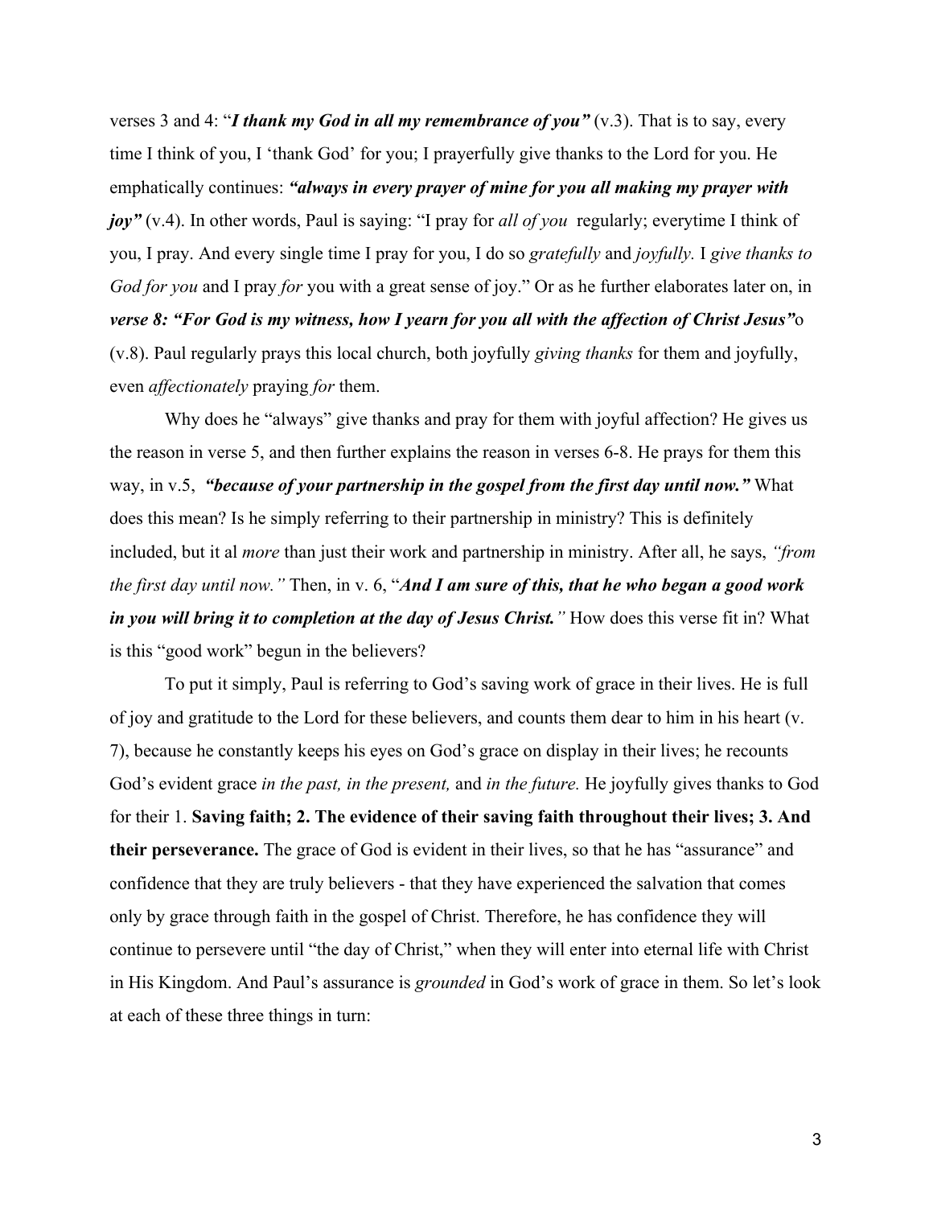verses 3 and 4: "***I thank my God in all my remembrance of you"*** (v.3). That is to say, every time I think of you, I 'thank God' for you; I prayerfully give thanks to the Lord for you. He emphatically continues: ***"always in every prayer of mine for you all making my prayer with joy"*** (v.4). In other words, Paul is saying: "I pray for *all of you* regularly; everytime I think of you, I pray. And every single time I pray for you, I do so *gratefully* and *joyfully.* I *give thanks to God for you* and I pray *for* you with a great sense of joy." Or as he further elaborates later on, in ***verse 8: "For God is my witness, how I yearn for you all with the affection of Christ Jesus"***o (v.8). Paul regularly prays this local church, both joyfully *giving thanks* for them and joyfully, even *affectionately* praying *for* them.

Why does he "always" give thanks and pray for them with joyful affection? He gives us the reason in verse 5, and then further explains the reason in verses 6-8. He prays for them this way, in v.5, ***"because of your partnership in the gospel from the first day until now."*** What does this mean? Is he simply referring to their partnership in ministry? This is definitely included, but it al *more* than just their work and partnership in ministry. After all, he says, *"from the first day until now."* Then, in v. 6, "***And I am sure of this, that he who began a good work in you will bring it to completion at the day of Jesus Christ."*** How does this verse fit in? What is this "good work" begun in the believers?

To put it simply, Paul is referring to God's saving work of grace in their lives. He is full of joy and gratitude to the Lord for these believers, and counts them dear to him in his heart (v. 7), because he constantly keeps his eyes on God's grace on display in their lives; he recounts God's evident grace *in the past, in the present,* and *in the future.* He joyfully gives thanks to God for their 1. **Saving faith; 2. The evidence of their saving faith throughout their lives; 3. And their perseverance.** The grace of God is evident in their lives, so that he has "assurance" and confidence that they are truly believers - that they have experienced the salvation that comes only by grace through faith in the gospel of Christ. Therefore, he has confidence they will continue to persevere until "the day of Christ," when they will enter into eternal life with Christ in His Kingdom. And Paul's assurance is *grounded* in God's work of grace in them. So let's look at each of these three things in turn: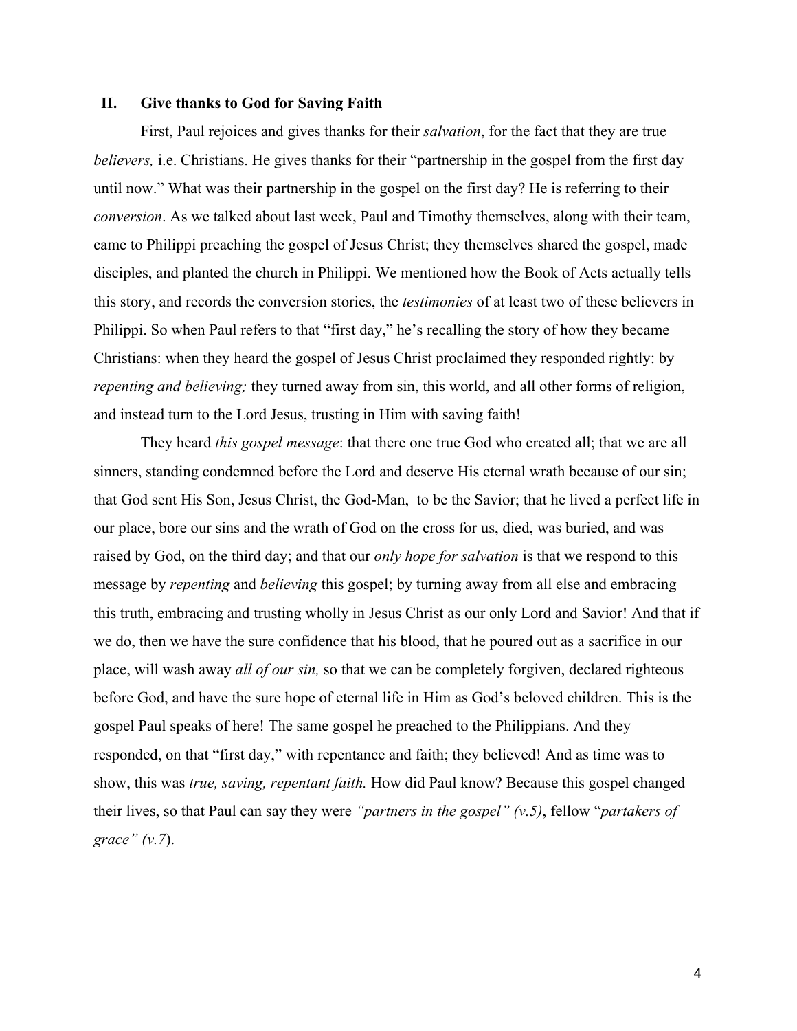## II. Give thanks to God for Saving Faith

First, Paul rejoices and gives thanks for their *salvation*, for the fact that they are true *believers,* i.e. Christians. He gives thanks for their "partnership in the gospel from the first day until now." What was their partnership in the gospel on the first day? He is referring to their *conversion*. As we talked about last week, Paul and Timothy themselves, along with their team, came to Philippi preaching the gospel of Jesus Christ; they themselves shared the gospel, made disciples, and planted the church in Philippi. We mentioned how the Book of Acts actually tells this story, and records the conversion stories, the *testimonies* of at least two of these believers in Philippi. So when Paul refers to that "first day," he's recalling the story of how they became Christians: when they heard the gospel of Jesus Christ proclaimed they responded rightly: by *repenting and believing;* they turned away from sin, this world, and all other forms of religion, and instead turn to the Lord Jesus, trusting in Him with saving faith!

They heard *this gospel message*: that there one true God who created all; that we are all sinners, standing condemned before the Lord and deserve His eternal wrath because of our sin; that God sent His Son, Jesus Christ, the God-Man, to be the Savior; that he lived a perfect life in our place, bore our sins and the wrath of God on the cross for us, died, was buried, and was raised by God, on the third day; and that our *only hope for salvation* is that we respond to this message by *repenting* and *believing* this gospel; by turning away from all else and embracing this truth, embracing and trusting wholly in Jesus Christ as our only Lord and Savior! And that if we do, then we have the sure confidence that his blood, that he poured out as a sacrifice in our place, will wash away *all of our sin,* so that we can be completely forgiven, declared righteous before God, and have the sure hope of eternal life in Him as God's beloved children. This is the gospel Paul speaks of here! The same gospel he preached to the Philippians. And they responded, on that "first day," with repentance and faith; they believed! And as time was to show, this was *true, saving, repentant faith.* How did Paul know? Because this gospel changed their lives, so that Paul can say they were *"partners in the gospel" (v.5)*, fellow "*partakers of grace" (v.7*).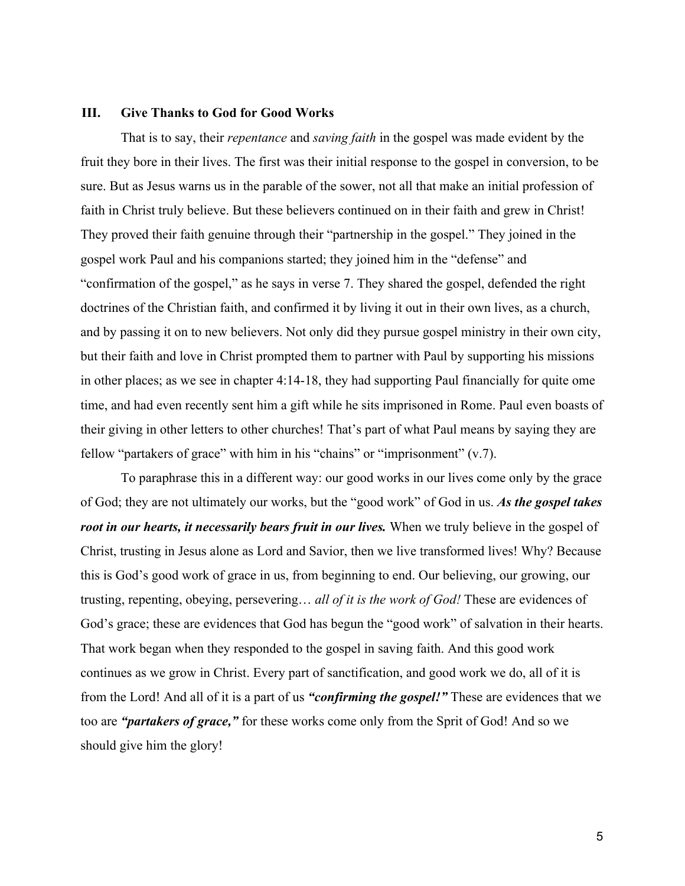## III. Give Thanks to God for Good Works

That is to say, their *repentance* and *saving faith* in the gospel was made evident by the fruit they bore in their lives. The first was their initial response to the gospel in conversion, to be sure. But as Jesus warns us in the parable of the sower, not all that make an initial profession of faith in Christ truly believe. But these believers continued on in their faith and grew in Christ! They proved their faith genuine through their "partnership in the gospel." They joined in the gospel work Paul and his companions started; they joined him in the "defense" and "confirmation of the gospel," as he says in verse 7. They shared the gospel, defended the right doctrines of the Christian faith, and confirmed it by living it out in their own lives, as a church, and by passing it on to new believers. Not only did they pursue gospel ministry in their own city, but their faith and love in Christ prompted them to partner with Paul by supporting his missions in other places; as we see in chapter 4:14-18, they had supporting Paul financially for quite ome time, and had even recently sent him a gift while he sits imprisoned in Rome. Paul even boasts of their giving in other letters to other churches! That's part of what Paul means by saying they are fellow "partakers of grace" with him in his "chains" or "imprisonment" (v.7).

To paraphrase this in a different way: our good works in our lives come only by the grace of God; they are not ultimately our works, but the "good work" of God in us. ***As the gospel takes root in our hearts, it necessarily bears fruit in our lives.*** When we truly believe in the gospel of Christ, trusting in Jesus alone as Lord and Savior, then we live transformed lives! Why? Because this is God's good work of grace in us, from beginning to end. Our believing, our growing, our trusting, repenting, obeying, persevering… *all of it is the work of God!* These are evidences of God's grace; these are evidences that God has begun the "good work" of salvation in their hearts. That work began when they responded to the gospel in saving faith. And this good work continues as we grow in Christ. Every part of sanctification, and good work we do, all of it is from the Lord! And all of it is a part of us ***"confirming the gospel!"*** These are evidences that we too are ***"partakers of grace,"*** for these works come only from the Sprit of God! And so we should give him the glory!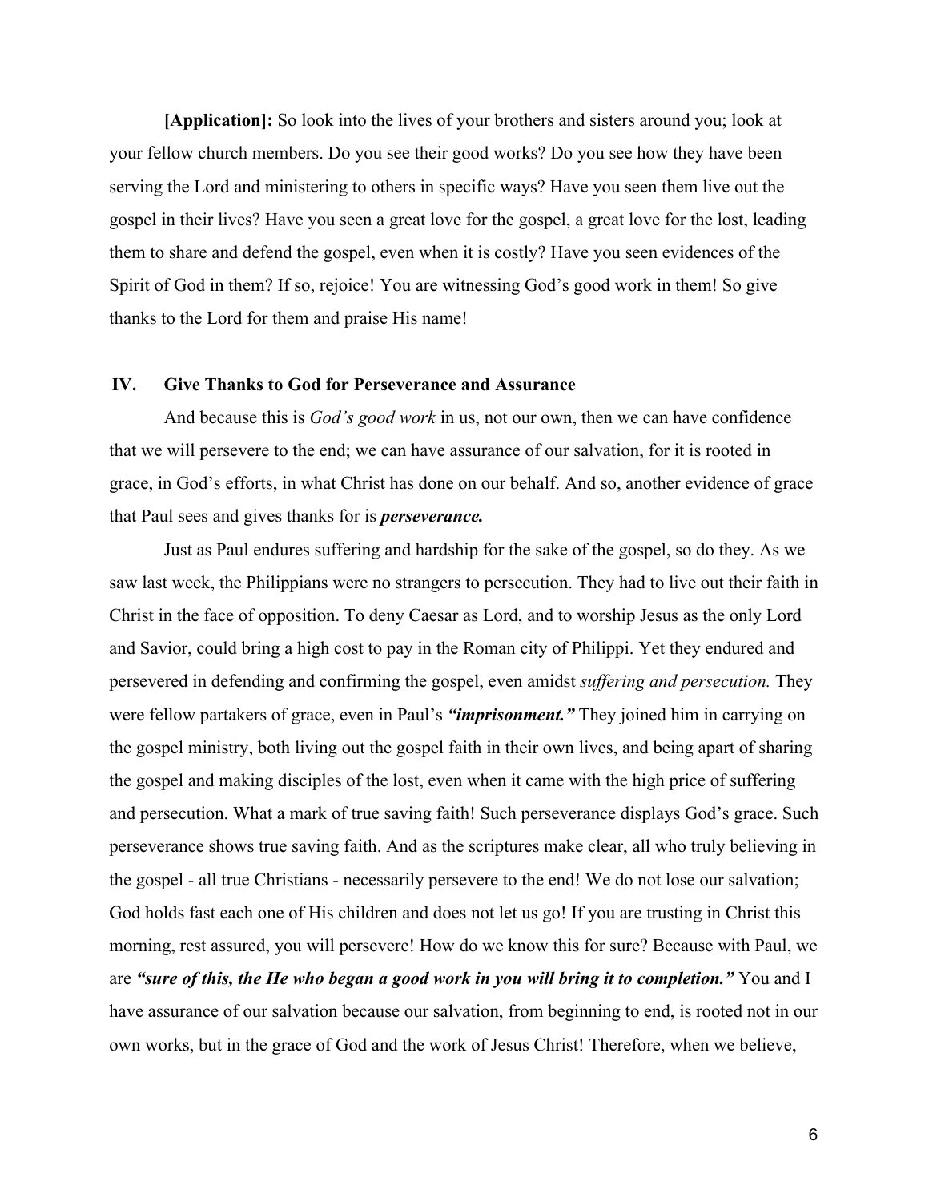**[Application]:** So look into the lives of your brothers and sisters around you; look at your fellow church members. Do you see their good works? Do you see how they have been serving the Lord and ministering to others in specific ways? Have you seen them live out the gospel in their lives? Have you seen a great love for the gospel, a great love for the lost, leading them to share and defend the gospel, even when it is costly? Have you seen evidences of the Spirit of God in them? If so, rejoice! You are witnessing God's good work in them! So give thanks to the Lord for them and praise His name!

## IV. Give Thanks to God for Perseverance and Assurance

And because this is *God's good work* in us, not our own, then we can have confidence that we will persevere to the end; we can have assurance of our salvation, for it is rooted in grace, in God's efforts, in what Christ has done on our behalf. And so, another evidence of grace that Paul sees and gives thanks for is ***perseverance.***

Just as Paul endures suffering and hardship for the sake of the gospel, so do they. As we saw last week, the Philippians were no strangers to persecution. They had to live out their faith in Christ in the face of opposition. To deny Caesar as Lord, and to worship Jesus as the only Lord and Savior, could bring a high cost to pay in the Roman city of Philippi. Yet they endured and persevered in defending and confirming the gospel, even amidst *suffering and persecution.* They were fellow partakers of grace, even in Paul's ***"imprisonment."*** They joined him in carrying on the gospel ministry, both living out the gospel faith in their own lives, and being apart of sharing the gospel and making disciples of the lost, even when it came with the high price of suffering and persecution. What a mark of true saving faith! Such perseverance displays God's grace. Such perseverance shows true saving faith. And as the scriptures make clear, all who truly believing in the gospel - all true Christians - necessarily persevere to the end! We do not lose our salvation; God holds fast each one of His children and does not let us go! If you are trusting in Christ this morning, rest assured, you will persevere! How do we know this for sure? Because with Paul, we are ***"sure of this, the He who began a good work in you will bring it to completion."*** You and I have assurance of our salvation because our salvation, from beginning to end, is rooted not in our own works, but in the grace of God and the work of Jesus Christ! Therefore, when we believe,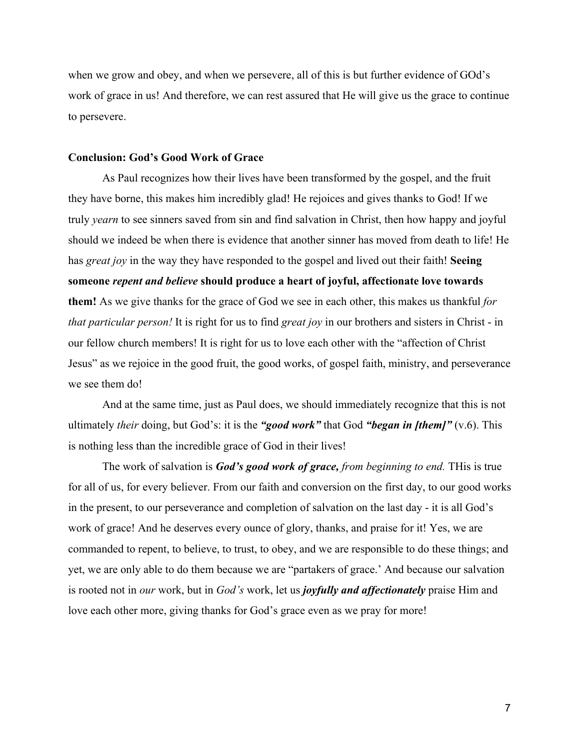when we grow and obey, and when we persevere, all of this is but further evidence of GOd's work of grace in us! And therefore, we can rest assured that He will give us the grace to continue to persevere.

**Conclusion: God's Good Work of Grace**

As Paul recognizes how their lives have been transformed by the gospel, and the fruit they have borne, this makes him incredibly glad! He rejoices and gives thanks to God! If we truly *yearn* to see sinners saved from sin and find salvation in Christ, then how happy and joyful should we indeed be when there is evidence that another sinner has moved from death to life! He has *great joy* in the way they have responded to the gospel and lived out their faith! **Seeing someone *repent and believe* should produce a heart of joyful, affectionate love towards them!** As we give thanks for the grace of God we see in each other, this makes us thankful *for that particular person!* It is right for us to find *great joy* in our brothers and sisters in Christ - in our fellow church members! It is right for us to love each other with the "affection of Christ Jesus" as we rejoice in the good fruit, the good works, of gospel faith, ministry, and perseverance we see them do!

And at the same time, just as Paul does, we should immediately recognize that this is not ultimately *their* doing, but God's: it is the ***"good work"*** that God ***"began in [them]"*** (v.6). This is nothing less than the incredible grace of God in their lives!

The work of salvation is ***God's good work of grace,*** *from beginning to end.* THis is true for all of us, for every believer. From our faith and conversion on the first day, to our good works in the present, to our perseverance and completion of salvation on the last day - it is all God's work of grace! And he deserves every ounce of glory, thanks, and praise for it! Yes, we are commanded to repent, to believe, to trust, to obey, and we are responsible to do these things; and yet, we are only able to do them because we are "partakers of grace.' And because our salvation is rooted not in *our* work, but in *God's* work, let us ***joyfully and affectionately*** praise Him and love each other more, giving thanks for God's grace even as we pray for more!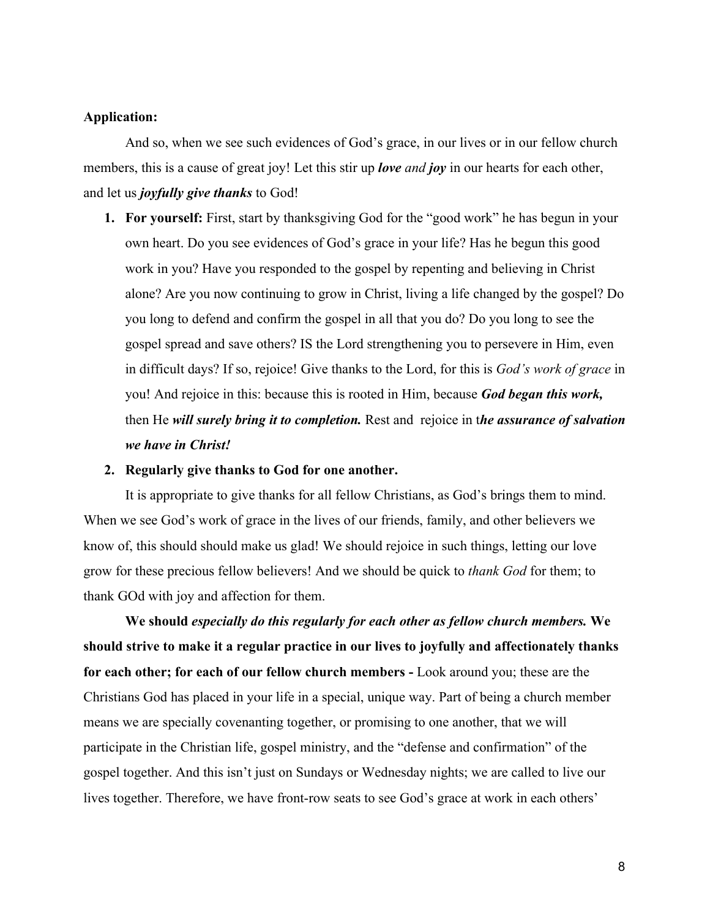**Application:**

And so, when we see such evidences of God's grace, in our lives or in our fellow church members, this is a cause of great joy! Let this stir up ***love** and **joy*** in our hearts for each other, and let us ***joyfully give thanks*** to God!

1. **For yourself:** First, start by thanksgiving God for the "good work" he has begun in your own heart. Do you see evidences of God's grace in your life? Has he begun this good work in you? Have you responded to the gospel by repenting and believing in Christ alone? Are you now continuing to grow in Christ, living a life changed by the gospel? Do you long to defend and confirm the gospel in all that you do? Do you long to see the gospel spread and save others? IS the Lord strengthening you to persevere in Him, even in difficult days? If so, rejoice! Give thanks to the Lord, for this is *God's work of grace* in you! And rejoice in this: because this is rooted in Him, because ***God began this work,*** then He ***will surely bring it to completion.*** Rest and rejoice in t***he assurance of salvation we have in Christ!***

2. **Regularly give thanks to God for one another.**

It is appropriate to give thanks for all fellow Christians, as God's brings them to mind. When we see God's work of grace in the lives of our friends, family, and other believers we know of, this should should make us glad! We should rejoice in such things, letting our love grow for these precious fellow believers! And we should be quick to *thank God* for them; to thank GOd with joy and affection for them.

**We should *especially do this regularly for each other as fellow church members.* We should strive to make it a regular practice in our lives to joyfully and affectionately thanks for each other; for each of our fellow church members -** Look around you; these are the Christians God has placed in your life in a special, unique way. Part of being a church member means we are specially covenanting together, or promising to one another, that we will participate in the Christian life, gospel ministry, and the "defense and confirmation" of the gospel together. And this isn't just on Sundays or Wednesday nights; we are called to live our lives together. Therefore, we have front-row seats to see God's grace at work in each others'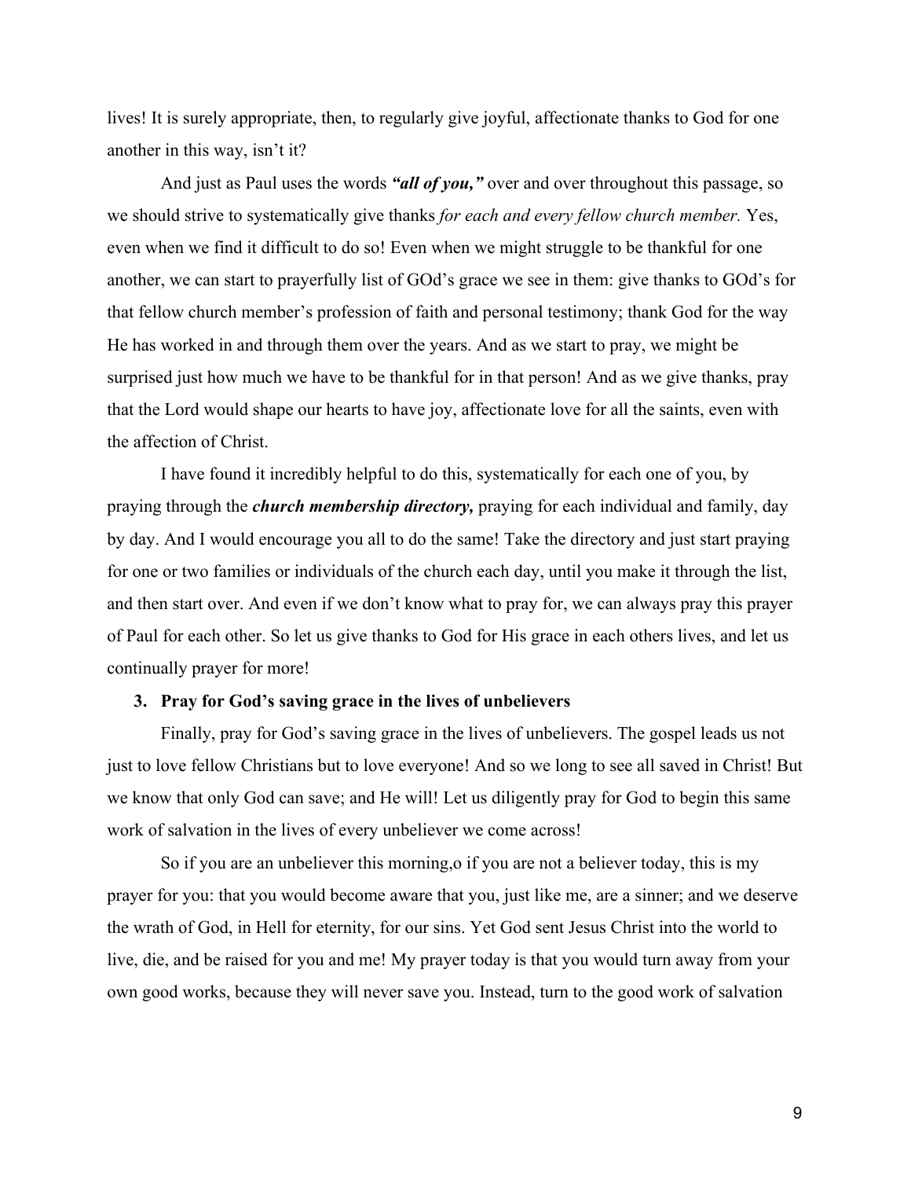lives! It is surely appropriate, then, to regularly give joyful, affectionate thanks to God for one another in this way, isn't it?

And just as Paul uses the words ***"all of you,"*** over and over throughout this passage, so we should strive to systematically give thanks *for each and every fellow church member.* Yes, even when we find it difficult to do so! Even when we might struggle to be thankful for one another, we can start to prayerfully list of GOd's grace we see in them: give thanks to GOd's for that fellow church member's profession of faith and personal testimony; thank God for the way He has worked in and through them over the years. And as we start to pray, we might be surprised just how much we have to be thankful for in that person! And as we give thanks, pray that the Lord would shape our hearts to have joy, affectionate love for all the saints, even with the affection of Christ.

I have found it incredibly helpful to do this, systematically for each one of you, by praying through the ***church membership directory,*** praying for each individual and family, day by day. And I would encourage you all to do the same! Take the directory and just start praying for one or two families or individuals of the church each day, until you make it through the list, and then start over. And even if we don't know what to pray for, we can always pray this prayer of Paul for each other. So let us give thanks to God for His grace in each others lives, and let us continually prayer for more!

3. **Pray for God's saving grace in the lives of unbelievers**

Finally, pray for God's saving grace in the lives of unbelievers. The gospel leads us not just to love fellow Christians but to love everyone! And so we long to see all saved in Christ! But we know that only God can save; and He will! Let us diligently pray for God to begin this same work of salvation in the lives of every unbeliever we come across!

So if you are an unbeliever this morning,o if you are not a believer today, this is my prayer for you: that you would become aware that you, just like me, are a sinner; and we deserve the wrath of God, in Hell for eternity, for our sins. Yet God sent Jesus Christ into the world to live, die, and be raised for you and me! My prayer today is that you would turn away from your own good works, because they will never save you. Instead, turn to the good work of salvation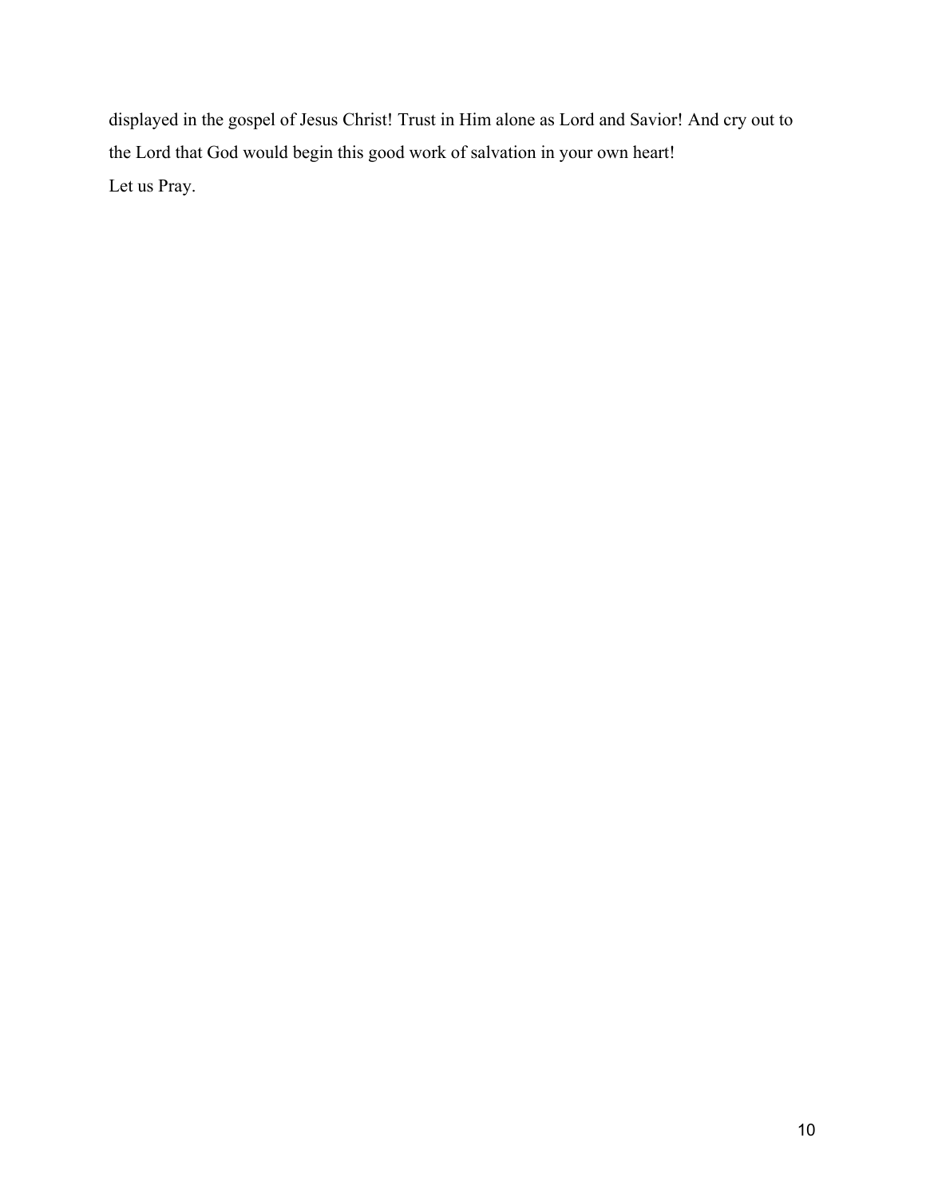displayed in the gospel of Jesus Christ! Trust in Him alone as Lord and Savior! And cry out to the Lord that God would begin this good work of salvation in your own heart!

Let us Pray.